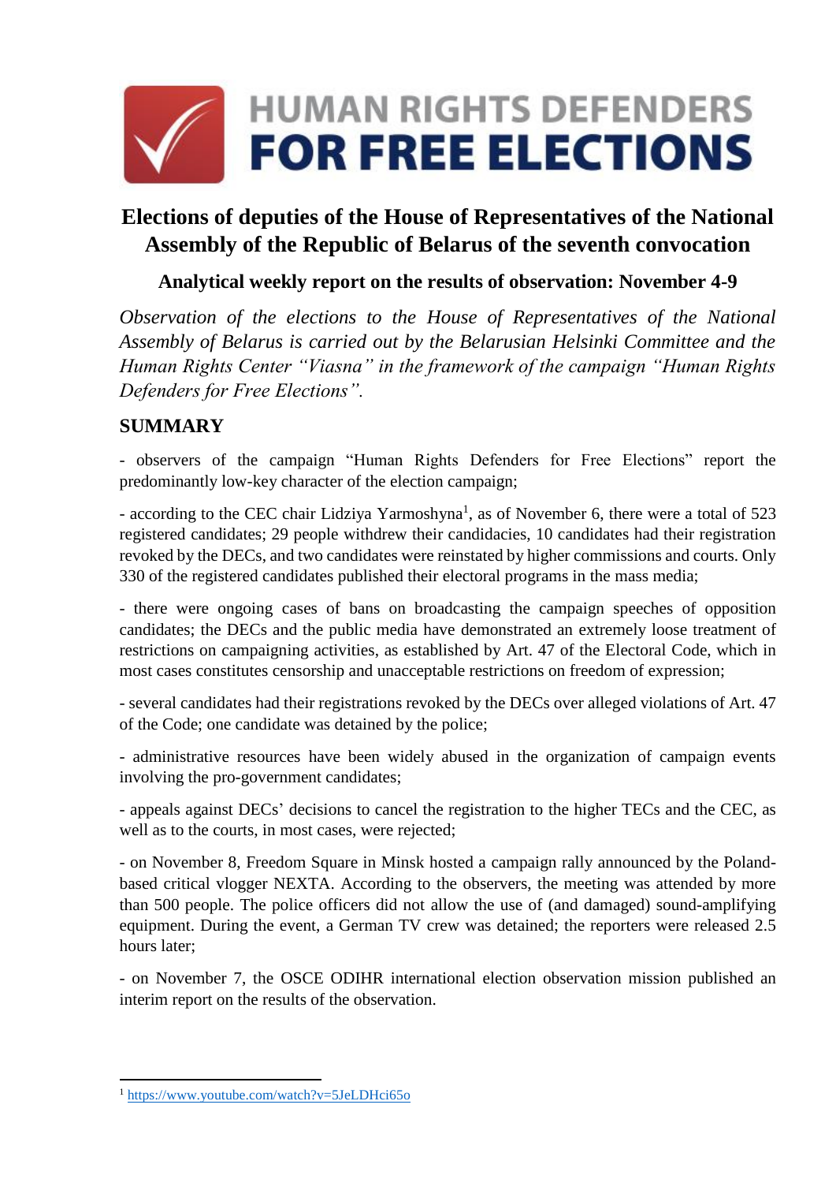# HUMAN RIGHTS DEFENDERS FOR FREE ELECTIONS

## Elections of deputies of the House of Representatives of the National Assembly of the Republic of Belarus of the seventh convocation

### Analytical weekly report on the results of observation: November 4-9

*Observation of the elections to the House of Representatives of the National Assembly of Belarus is carried out by the Belarusian Helsinki Committee and the Human Rights Center "Viasna" in the framework of the campaign "Human Rights Defenders for Free Elections".*

## SUMMARY

- observers of the campaign "Human Rights Defenders for Free Elections" report the predominantly low-key character of the election campaign;

- according to the CEC chair Lidziya Yarmoshyna[1], as of November 6, there were a total of 523 registered candidates; 29 people withdrew their candidacies, 10 candidates had their registration revoked by the DECs, and two candidates were reinstated by higher commissions and courts. Only 330 of the registered candidates published their electoral programs in the mass media;

- there were ongoing cases of bans on broadcasting the campaign speeches of opposition candidates; the DECs and the public media have demonstrated an extremely loose treatment of restrictions on campaigning activities, as established by Art. 47 of the Electoral Code, which in most cases constitutes censorship and unacceptable restrictions on freedom of expression;

- several candidates had their registrations revoked by the DECs over alleged violations of Art. 47 of the Code; one candidate was detained by the police;

- administrative resources have been widely abused in the organization of campaign events involving the pro-government candidates;

- appeals against DECs' decisions to cancel the registration to the higher TECs and the CEC, as well as to the courts, in most cases, were rejected;

- on November 8, Freedom Square in Minsk hosted a campaign rally announced by the Poland-based critical vlogger NEXTA. According to the observers, the meeting was attended by more than 500 people. The police officers did not allow the use of (and damaged) sound-amplifying equipment. During the event, a German TV crew was detained; the reporters were released 2.5 hours later;

- on November 7, the OSCE ODIHR international election observation mission published an interim report on the results of the observation.

---

[1] https://www.youtube.com/watch?v=5JeLDHci65o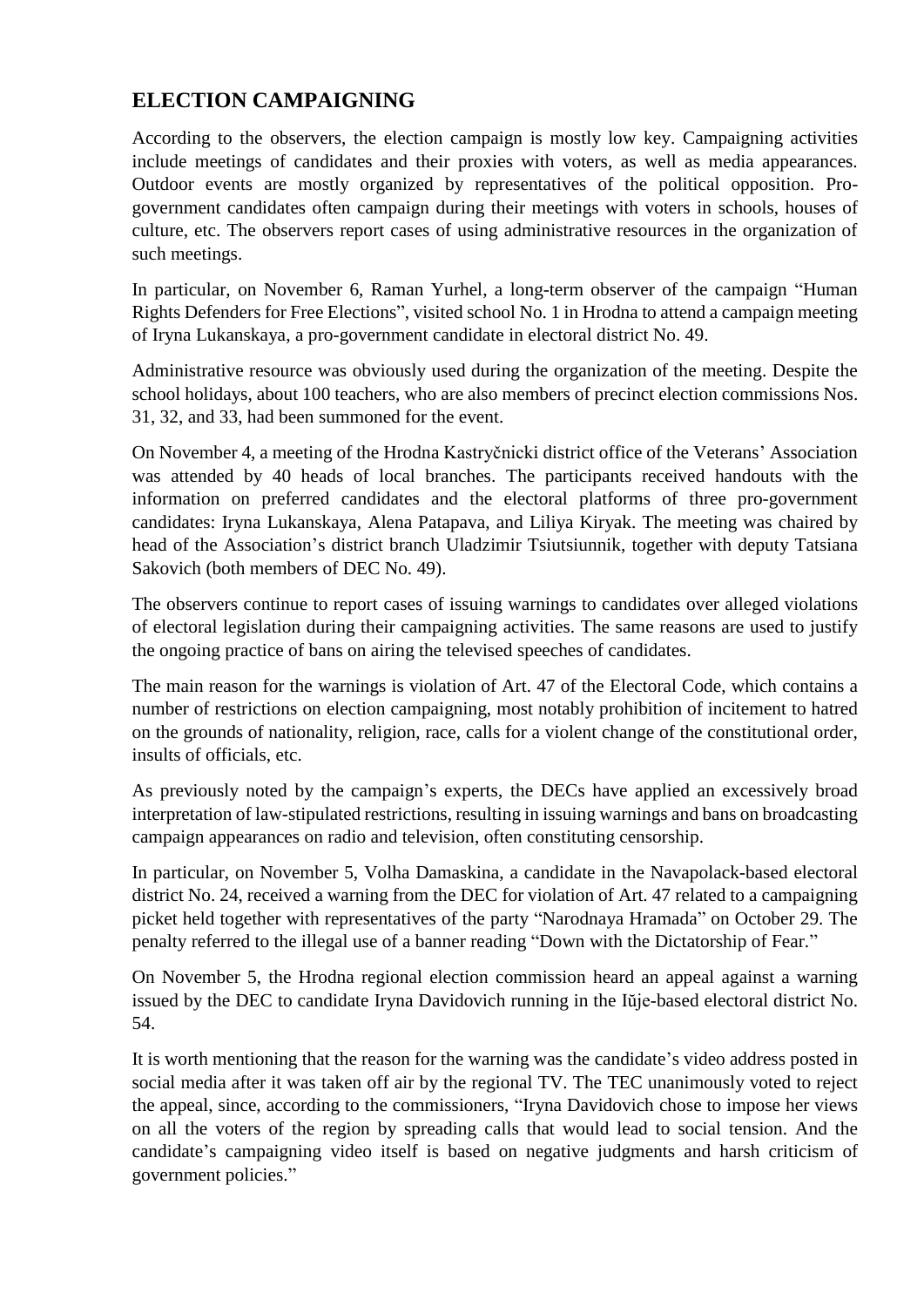## ELECTION CAMPAIGNING

According to the observers, the election campaign is mostly low key. Campaigning activities include meetings of candidates and their proxies with voters, as well as media appearances. Outdoor events are mostly organized by representatives of the political opposition. Pro-government candidates often campaign during their meetings with voters in schools, houses of culture, etc. The observers report cases of using administrative resources in the organization of such meetings.

In particular, on November 6, Raman Yurhel, a long-term observer of the campaign "Human Rights Defenders for Free Elections", visited school No. 1 in Hrodna to attend a campaign meeting of Iryna Lukanskaya, a pro-government candidate in electoral district No. 49.

Administrative resource was obviously used during the organization of the meeting. Despite the school holidays, about 100 teachers, who are also members of precinct election commissions Nos. 31, 32, and 33, had been summoned for the event.

On November 4, a meeting of the Hrodna Kastryčnicki district office of the Veterans' Association was attended by 40 heads of local branches. The participants received handouts with the information on preferred candidates and the electoral platforms of three pro-government candidates: Iryna Lukanskaya, Alena Patapava, and Liliya Kiryak. The meeting was chaired by head of the Association's district branch Uladzimir Tsiutsiunnik, together with deputy Tatsiana Sakovich (both members of DEC No. 49).

The observers continue to report cases of issuing warnings to candidates over alleged violations of electoral legislation during their campaigning activities. The same reasons are used to justify the ongoing practice of bans on airing the televised speeches of candidates.

The main reason for the warnings is violation of Art. 47 of the Electoral Code, which contains a number of restrictions on election campaigning, most notably prohibition of incitement to hatred on the grounds of nationality, religion, race, calls for a violent change of the constitutional order, insults of officials, etc.

As previously noted by the campaign's experts, the DECs have applied an excessively broad interpretation of law-stipulated restrictions, resulting in issuing warnings and bans on broadcasting campaign appearances on radio and television, often constituting censorship.

In particular, on November 5, Volha Damaskina, a candidate in the Navapolack-based electoral district No. 24, received a warning from the DEC for violation of Art. 47 related to a campaigning picket held together with representatives of the party "Narodnaya Hramada" on October 29. The penalty referred to the illegal use of a banner reading "Down with the Dictatorship of Fear."

On November 5, the Hrodna regional election commission heard an appeal against a warning issued by the DEC to candidate Iryna Davidovich running in the Iŭje-based electoral district No. 54.

It is worth mentioning that the reason for the warning was the candidate's video address posted in social media after it was taken off air by the regional TV. The TEC unanimously voted to reject the appeal, since, according to the commissioners, "Iryna Davidovich chose to impose her views on all the voters of the region by spreading calls that would lead to social tension. And the candidate's campaigning video itself is based on negative judgments and harsh criticism of government policies."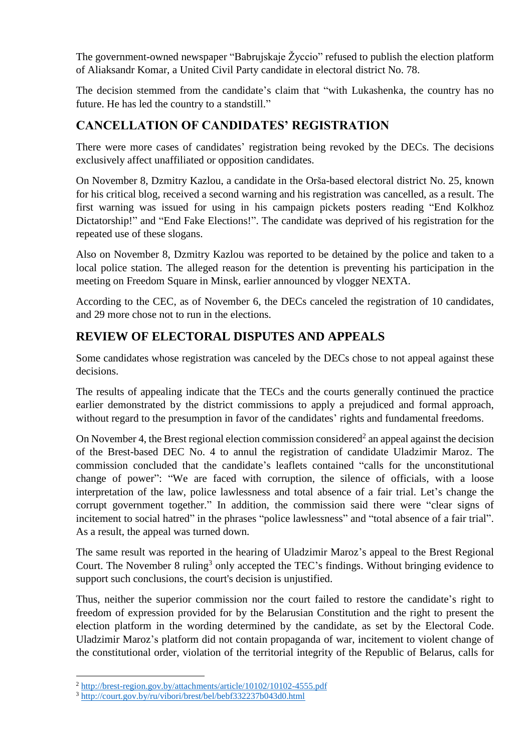The government-owned newspaper "Babrujskaje Žyccio" refused to publish the election platform of Aliaksandr Komar, a United Civil Party candidate in electoral district No. 78.

The decision stemmed from the candidate's claim that "with Lukashenka, the country has no future. He has led the country to a standstill."

## CANCELLATION OF CANDIDATES' REGISTRATION

There were more cases of candidates' registration being revoked by the DECs. The decisions exclusively affect unaffiliated or opposition candidates.

On November 8, Dzmitry Kazlou, a candidate in the Orša-based electoral district No. 25, known for his critical blog, received a second warning and his registration was cancelled, as a result. The first warning was issued for using in his campaign pickets posters reading "End Kolkhoz Dictatorship!" and "End Fake Elections!". The candidate was deprived of his registration for the repeated use of these slogans.

Also on November 8, Dzmitry Kazlou was reported to be detained by the police and taken to a local police station. The alleged reason for the detention is preventing his participation in the meeting on Freedom Square in Minsk, earlier announced by vlogger NEXTA.

According to the CEC, as of November 6, the DECs canceled the registration of 10 candidates, and 29 more chose not to run in the elections.

## REVIEW OF ELECTORAL DISPUTES AND APPEALS

Some candidates whose registration was canceled by the DECs chose to not appeal against these decisions.

The results of appealing indicate that the TECs and the courts generally continued the practice earlier demonstrated by the district commissions to apply a prejudiced and formal approach, without regard to the presumption in favor of the candidates' rights and fundamental freedoms.

On November 4, the Brest regional election commission considered[2] an appeal against the decision of the Brest-based DEC No. 4 to annul the registration of candidate Uladzimir Maroz. The commission concluded that the candidate's leaflets contained "calls for the unconstitutional change of power": "We are faced with corruption, the silence of officials, with a loose interpretation of the law, police lawlessness and total absence of a fair trial. Let's change the corrupt government together." In addition, the commission said there were "clear signs of incitement to social hatred" in the phrases "police lawlessness" and "total absence of a fair trial". As a result, the appeal was turned down.

The same result was reported in the hearing of Uladzimir Maroz's appeal to the Brest Regional Court. The November 8 ruling[3] only accepted the TEC's findings. Without bringing evidence to support such conclusions, the court's decision is unjustified.

Thus, neither the superior commission nor the court failed to restore the candidate's right to freedom of expression provided for by the Belarusian Constitution and the right to present the election platform in the wording determined by the candidate, as set by the Electoral Code. Uladzimir Maroz's platform did not contain propaganda of war, incitement to violent change of the constitutional order, violation of the territorial integrity of the Republic of Belarus, calls for

---

[2] http://brest-region.gov.by/attachments/article/10102/10102-4555.pdf

[3] http://court.gov.by/ru/vibori/brest/bel/bebf332237b043d0.html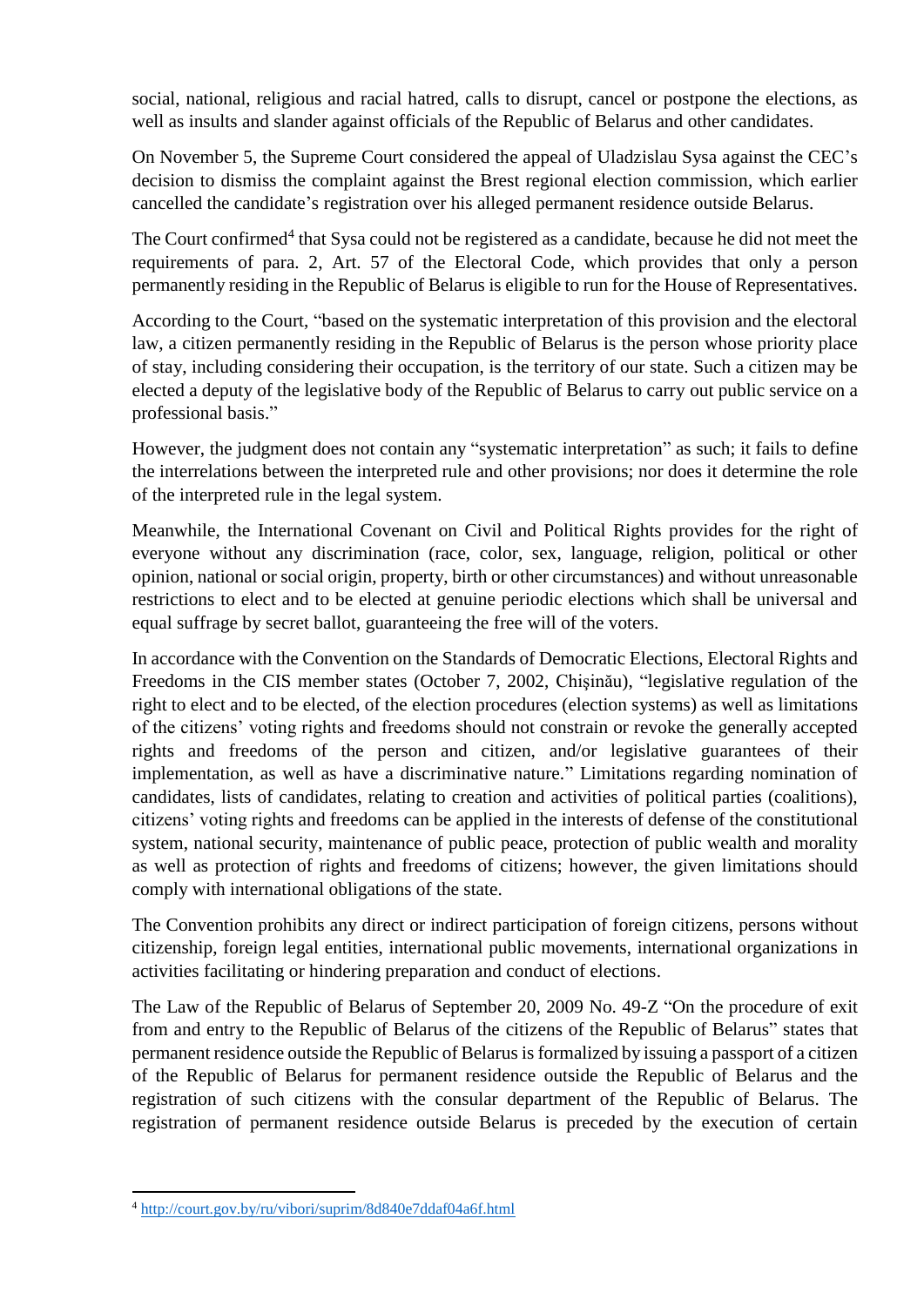social, national, religious and racial hatred, calls to disrupt, cancel or postpone the elections, as well as insults and slander against officials of the Republic of Belarus and other candidates.

On November 5, the Supreme Court considered the appeal of Uladzislau Sysa against the CEC's decision to dismiss the complaint against the Brest regional election commission, which earlier cancelled the candidate's registration over his alleged permanent residence outside Belarus.

The Court confirmed[4] that Sysa could not be registered as a candidate, because he did not meet the requirements of para. 2, Art. 57 of the Electoral Code, which provides that only a person permanently residing in the Republic of Belarus is eligible to run for the House of Representatives.

According to the Court, "based on the systematic interpretation of this provision and the electoral law, a citizen permanently residing in the Republic of Belarus is the person whose priority place of stay, including considering their occupation, is the territory of our state. Such a citizen may be elected a deputy of the legislative body of the Republic of Belarus to carry out public service on a professional basis."

However, the judgment does not contain any "systematic interpretation" as such; it fails to define the interrelations between the interpreted rule and other provisions; nor does it determine the role of the interpreted rule in the legal system.

Meanwhile, the International Covenant on Civil and Political Rights provides for the right of everyone without any discrimination (race, color, sex, language, religion, political or other opinion, national or social origin, property, birth or other circumstances) and without unreasonable restrictions to elect and to be elected at genuine periodic elections which shall be universal and equal suffrage by secret ballot, guaranteeing the free will of the voters.

In accordance with the Convention on the Standards of Democratic Elections, Electoral Rights and Freedoms in the CIS member states (October 7, 2002, Chișinău), "legislative regulation of the right to elect and to be elected, of the election procedures (election systems) as well as limitations of the citizens' voting rights and freedoms should not constrain or revoke the generally accepted rights and freedoms of the person and citizen, and/or legislative guarantees of their implementation, as well as have a discriminative nature." Limitations regarding nomination of candidates, lists of candidates, relating to creation and activities of political parties (coalitions), citizens' voting rights and freedoms can be applied in the interests of defense of the constitutional system, national security, maintenance of public peace, protection of public wealth and morality as well as protection of rights and freedoms of citizens; however, the given limitations should comply with international obligations of the state.

The Convention prohibits any direct or indirect participation of foreign citizens, persons without citizenship, foreign legal entities, international public movements, international organizations in activities facilitating or hindering preparation and conduct of elections.

The Law of the Republic of Belarus of September 20, 2009 No. 49-Z "On the procedure of exit from and entry to the Republic of Belarus of the citizens of the Republic of Belarus" states that permanent residence outside the Republic of Belarus is formalized by issuing a passport of a citizen of the Republic of Belarus for permanent residence outside the Republic of Belarus and the registration of such citizens with the consular department of the Republic of Belarus. The registration of permanent residence outside Belarus is preceded by the execution of certain

[4] http://court.gov.by/ru/vibori/suprim/8d840e7ddaf04a6f.html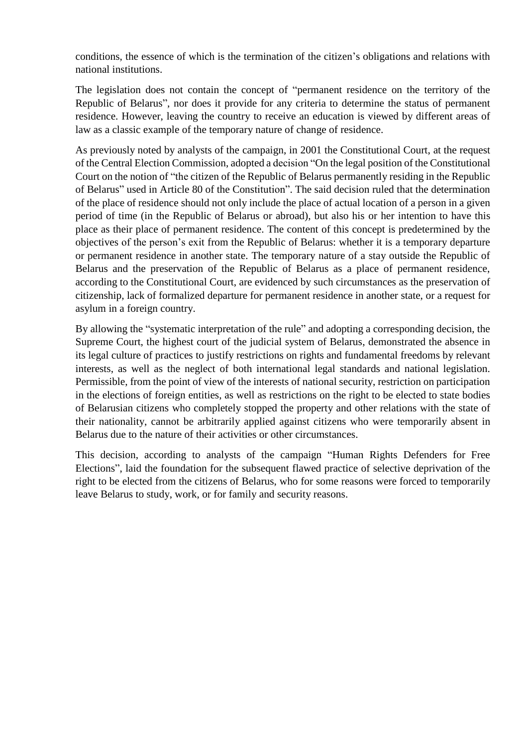conditions, the essence of which is the termination of the citizen's obligations and relations with national institutions.

The legislation does not contain the concept of "permanent residence on the territory of the Republic of Belarus", nor does it provide for any criteria to determine the status of permanent residence. However, leaving the country to receive an education is viewed by different areas of law as a classic example of the temporary nature of change of residence.

As previously noted by analysts of the campaign, in 2001 the Constitutional Court, at the request of the Central Election Commission, adopted a decision "On the legal position of the Constitutional Court on the notion of "the citizen of the Republic of Belarus permanently residing in the Republic of Belarus" used in Article 80 of the Constitution". The said decision ruled that the determination of the place of residence should not only include the place of actual location of a person in a given period of time (in the Republic of Belarus or abroad), but also his or her intention to have this place as their place of permanent residence. The content of this concept is predetermined by the objectives of the person's exit from the Republic of Belarus: whether it is a temporary departure or permanent residence in another state. The temporary nature of a stay outside the Republic of Belarus and the preservation of the Republic of Belarus as a place of permanent residence, according to the Constitutional Court, are evidenced by such circumstances as the preservation of citizenship, lack of formalized departure for permanent residence in another state, or a request for asylum in a foreign country.

By allowing the "systematic interpretation of the rule" and adopting a corresponding decision, the Supreme Court, the highest court of the judicial system of Belarus, demonstrated the absence in its legal culture of practices to justify restrictions on rights and fundamental freedoms by relevant interests, as well as the neglect of both international legal standards and national legislation. Permissible, from the point of view of the interests of national security, restriction on participation in the elections of foreign entities, as well as restrictions on the right to be elected to state bodies of Belarusian citizens who completely stopped the property and other relations with the state of their nationality, cannot be arbitrarily applied against citizens who were temporarily absent in Belarus due to the nature of their activities or other circumstances.

This decision, according to analysts of the campaign "Human Rights Defenders for Free Elections", laid the foundation for the subsequent flawed practice of selective deprivation of the right to be elected from the citizens of Belarus, who for some reasons were forced to temporarily leave Belarus to study, work, or for family and security reasons.